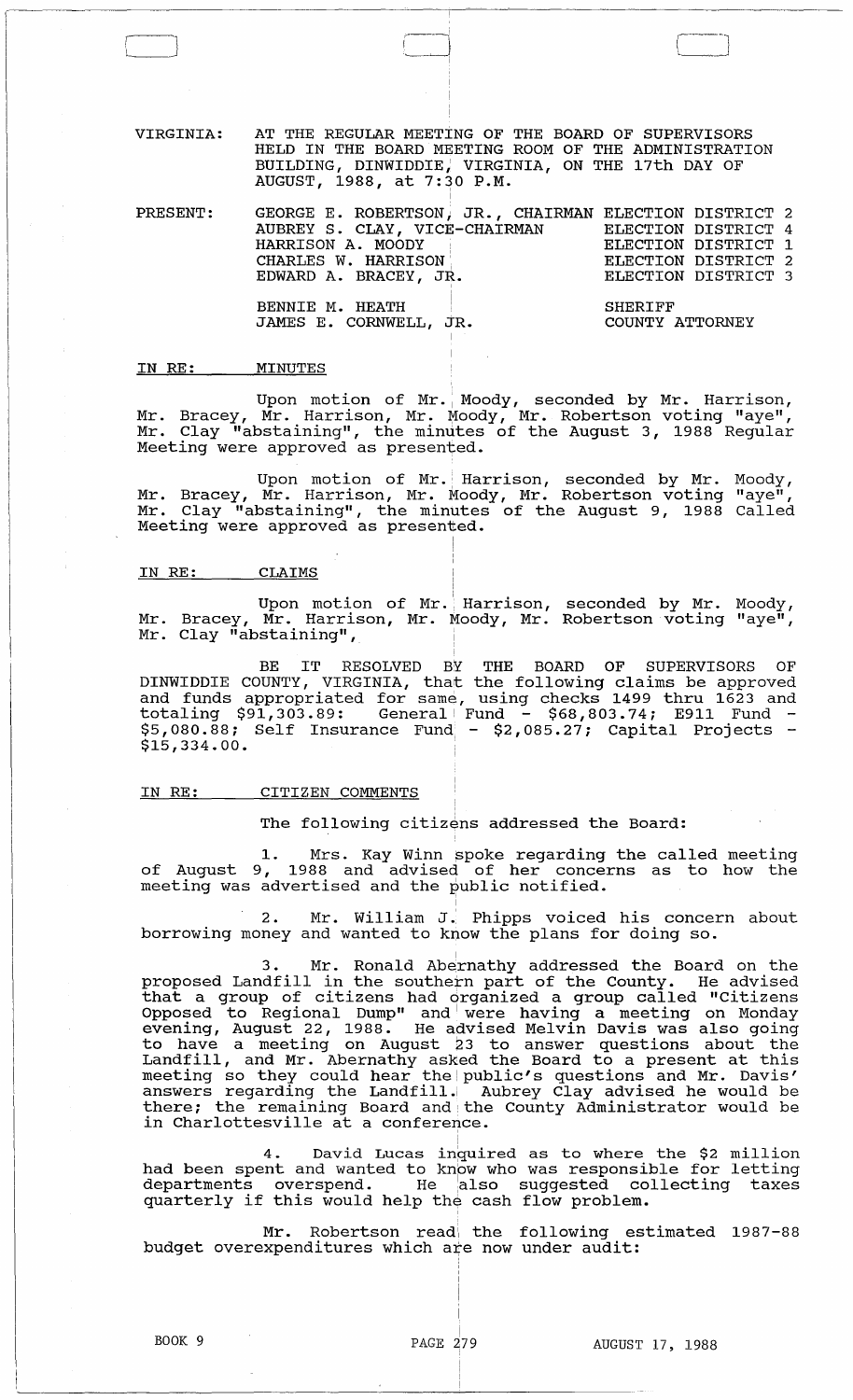VIRGINIA: AT THE REGULAR MEETING OF THE BOARD OF SUPERVISORS HELD IN THE BOARD MEETING ROOM OF THE ADMINISTRATION BUILDING, DINWIDDIE, VIRGINIA, ON THE 17th DAY OF AUGUST, 1988, at 7:30 P.M.

| PRESENT: | | |
|---|---|---|
| | GEORGE E. ROBERTSON, JR., CHAIRMAN | ELECTION DISTRICT 2 |
| | AUBREY S. CLAY, VICE-CHAIRMAN | ELECTION DISTRICT 4 |
| | HARRISON A. MOODY | ELECTION DISTRICT 1 |
| | CHARLES W. HARRISON | ELECTION DISTRICT 2 |
| | EDWARD A. BRACEY, JR. | ELECTION DISTRICT 3 |
| | BENNIE M. HEATH | SHERIFF |
| | JAMES E. CORNWELL, JR. | COUNTY ATTORNEY |

IN RE: MINUTES

Upon motion of Mr. Moody, seconded by Mr. Harrison, Mr. Bracey, Mr. Harrison, Mr. Moody, Mr. Robertson voting "aye", Mr. Clay "abstaining", the minutes of the August 3, 1988 Regular Meeting were approved as presented.

Upon motion of Mr. Harrison, seconded by Mr. Moody, Mr. Bracey, Mr. Harrison, Mr. Moody, Mr. Robertson voting "aye", Mr. Clay "abstaining", the minutes of the August 9, 1988 Called Meeting were approved as presented.

IN RE: CLAIMS

Upon motion of Mr. Harrison, seconded by Mr. Moody, Mr. Bracey, Mr. Harrison, Mr. Moody, Mr. Robertson voting "aye", Mr. Clay "abstaining",

BE IT RESOLVED BY THE BOARD OF SUPERVISORS OF DINWIDDIE COUNTY, VIRGINIA, that the following claims be approved and funds appropriated for same, using checks 1499 thru 1623 and totaling \$91,303.89: General Fund - \$68,803.74; E911 Fund - \$5,080.88; Self Insurance Fund - \$2,085.27; Capital Projects - \$15,334.00.

IN RE: CITIZEN COMMENTS

The following citizens addressed the Board:

1. Mrs. Kay Winn spoke regarding the called meeting of August 9, 1988 and advised of her concerns as to how the meeting was advertised and the public notified.

2. Mr. William J. Phipps voiced his concern about borrowing money and wanted to know the plans for doing so.

3. Mr. Ronald Abernathy addressed the Board on the proposed Landfill in the southern part of the County. He advised that a group of citizens had organized a group called "Citizens Opposed to Regional Dump" and were having a meeting on Monday evening, August 22, 1988. He advised Melvin Davis was also going to have a meeting on August 23 to answer questions about the Landfill, and Mr. Abernathy asked the Board to a present at this meeting so they could hear the public's questions and Mr. Davis' answers regarding the Landfill. Aubrey Clay advised he would be there; the remaining Board and the County Administrator would be in Charlottesville at a conference.

4. David Lucas inquired as to where the \$2 million had been spent and wanted to know who was responsible for letting departments overspend. He also suggested collecting taxes quarterly if this would help the cash flow problem.

Mr. Robertson read the following estimated 1987-88 budget overexpenditures which are now under audit: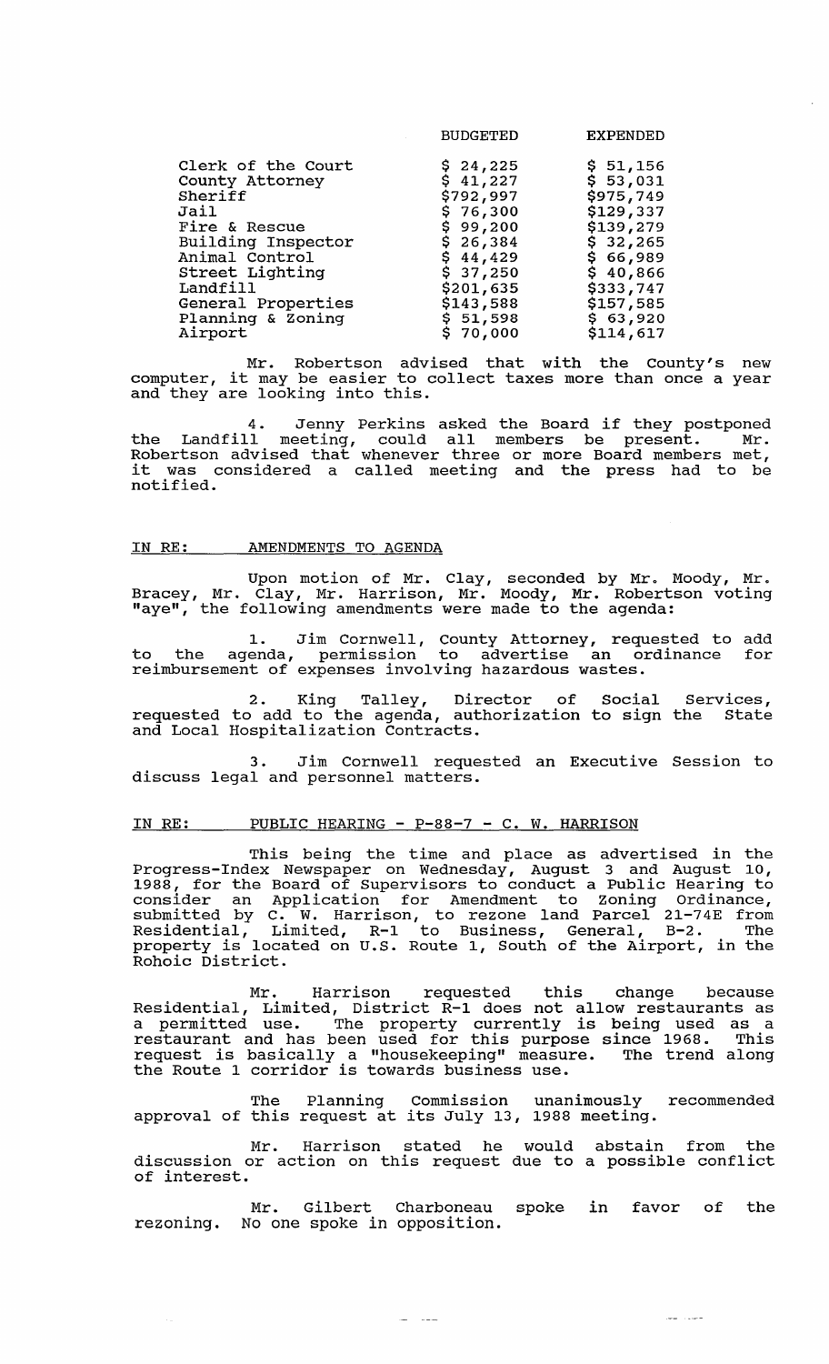| | BUDGETED | EXPENDED |
|---|---|---|
| Clerk of the Court | $ 24,225 | $ 51,156 |
| County Attorney | $ 41,227 | $ 53,031 |
| Sheriff | $792,997 | $975,749 |
| Jail | $ 76,300 | $129,337 |
| Fire & Rescue | $ 99,200 | $139,279 |
| Building Inspector | $ 26,384 | $ 32,265 |
| Animal Control | $ 44,429 | $ 66,989 |
| Street Lighting | $ 37,250 | $ 40,866 |
| Landfill | $201,635 | $333,747 |
| General Properties | $143,588 | $157,585 |
| Planning & Zoning | $ 51,598 | $ 63,920 |
| Airport | $ 70,000 | $114,617 |

Mr. Robertson advised that with the County's new computer, it may be easier to collect taxes more than once a year and they are looking into this.

4. Jenny Perkins asked the Board if they postponed the Landfill meeting, could all members be present. Mr. Robertson advised that whenever three or more Board members met, it was considered a called meeting and the press had to be notified.

IN RE: AMENDMENTS TO AGENDA

Upon motion of Mr. Clay, seconded by Mr. Moody, Mr. Bracey, Mr. Clay, Mr. Harrison, Mr. Moody, Mr. Robertson voting "aye", the following amendments were made to the agenda:

1. Jim Cornwell, County Attorney, requested to add to the agenda, permission to advertise an ordinance for reimbursement of expenses involving hazardous wastes.

2. King Talley, Director of Social Services, requested to add to the agenda, authorization to sign the State and Local Hospitalization Contracts.

3. Jim Cornwell requested an Executive Session to discuss legal and personnel matters.

IN RE: PUBLIC HEARING - P-88-7 - C. W. HARRISON

This being the time and place as advertised in the Progress-Index Newspaper on Wednesday, August 3 and August 10, 1988, for the Board of Supervisors to conduct a Public Hearing to consider an Application for Amendment to Zoning Ordinance, submitted by C. W. Harrison, to rezone land Parcel 21-74E from Residential, Limited, R-1 to Business, General, B-2. The property is located on U.S. Route 1, South of the Airport, in the Rohoic District.

Mr. Harrison requested this change because Residential, Limited, District R-1 does not allow restaurants as a permitted use. The property currently is being used as a restaurant and has been used for this purpose since 1968. This request is basically a "housekeeping" measure. The trend along the Route 1 corridor is towards business use.

The Planning Commission unanimously recommended approval of this request at its July 13, 1988 meeting.

Mr. Harrison stated he would abstain from the discussion or action on this request due to a possible conflict of interest.

Mr. Gilbert Charboneau spoke in favor of the rezoning. No one spoke in opposition.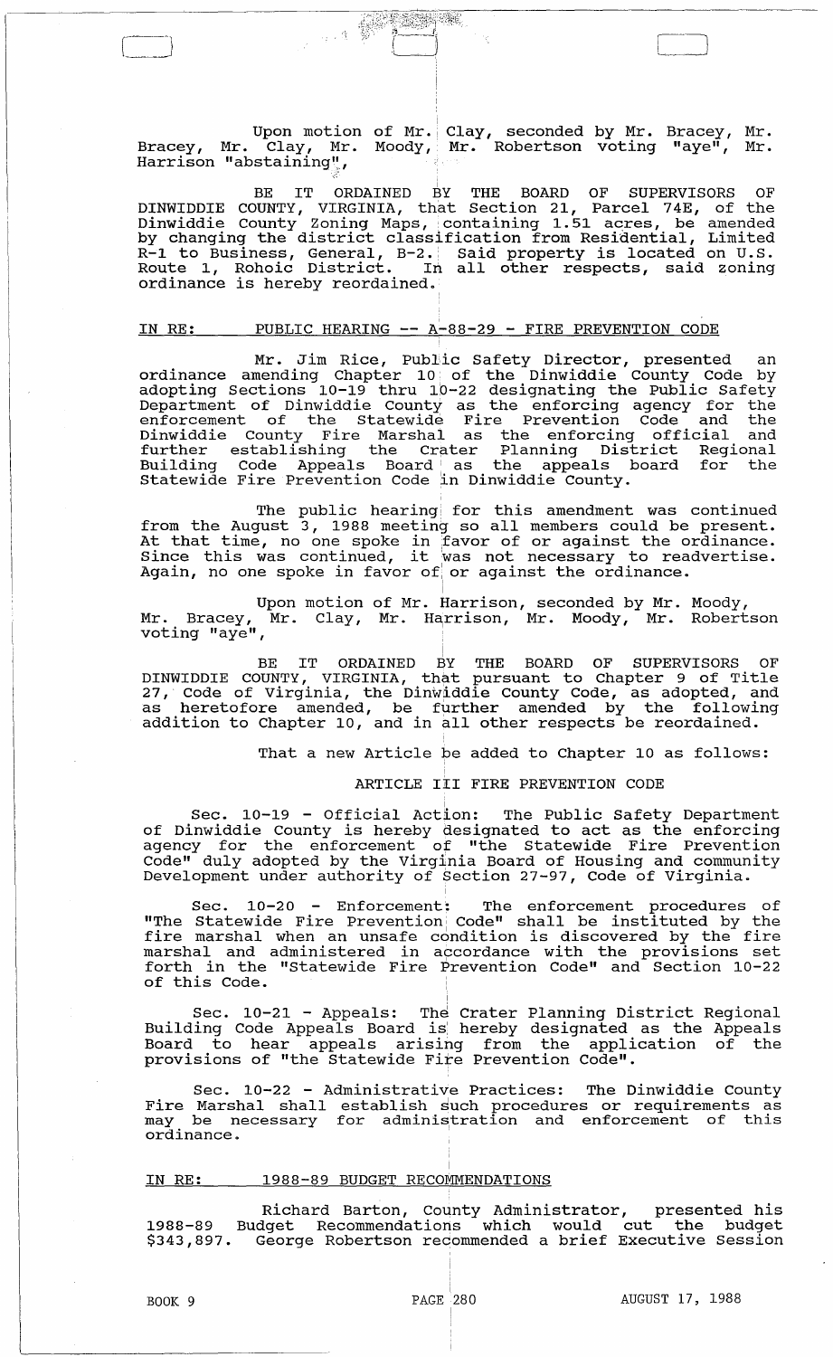Upon motion of Mr. Clay, seconded by Mr. Bracey, Mr. Bracey, Mr. Clay, Mr. Moody, Mr. Robertson voting "aye", Mr. Harrison "abstaining",

BE IT ORDAINED BY THE BOARD OF SUPERVISORS OF DINWIDDIE COUNTY, VIRGINIA, that Section 21, Parcel 74E, of the Dinwiddie County Zoning Maps, containing 1.51 acres, be amended by changing the district classification from Residential, Limited R-1 to Business, General, B-2. Said property is located on U.S. Route 1, Rohoic District. In all other respects, said zoning ordinance is hereby reordained.

IN RE: PUBLIC HEARING -- A-88-29 - FIRE PREVENTION CODE

Mr. Jim Rice, Public Safety Director, presented an ordinance amending Chapter 10 of the Dinwiddie County Code by adopting Sections 10-19 thru 10-22 designating the Public Safety Department of Dinwiddie County as the enforcing agency for the enforcement of the Statewide Fire Prevention Code and the Dinwiddie County Fire Marshal as the enforcing official and further establishing the Crater Planning District Regional Building Code Appeals Board as the appeals board for the Statewide Fire Prevention Code in Dinwiddie County.

The public hearing for this amendment was continued from the August 3, 1988 meeting so all members could be present. At that time, no one spoke in favor of or against the ordinance. Since this was continued, it was not necessary to readvertise. Again, no one spoke in favor of or against the ordinance.

Upon motion of Mr. Harrison, seconded by Mr. Moody, Mr. Bracey, Mr. Clay, Mr. Harrison, Mr. Moody, Mr. Robertson voting "aye",

BE IT ORDAINED BY THE BOARD OF SUPERVISORS OF DINWIDDIE COUNTY, VIRGINIA, that pursuant to Chapter 9 of Title 27, Code of Virginia, the Dinwiddie County Code, as adopted, and as heretofore amended, be further amended by the following addition to Chapter 10, and in all other respects be reordained.

That a new Article be added to Chapter 10 as follows:

ARTICLE III FIRE PREVENTION CODE

Sec. 10-19 - Official Action: The Public Safety Department of Dinwiddie County is hereby designated to act as the enforcing agency for the enforcement of "the Statewide Fire Prevention Code" duly adopted by the Virginia Board of Housing and community Development under authority of Section 27-97, Code of Virginia.

Sec. 10-20 - Enforcement: The enforcement procedures of "The Statewide Fire Prevention Code" shall be instituted by the fire marshal when an unsafe condition is discovered by the fire marshal and administered in accordance with the provisions set forth in the "Statewide Fire Prevention Code" and Section 10-22 of this Code.

Sec. 10-21 - Appeals: The Crater Planning District Regional Building Code Appeals Board is hereby designated as the Appeals Board to hear appeals arising from the application of the provisions of "the Statewide Fire Prevention Code".

Sec. 10-22 - Administrative Practices: The Dinwiddie County Fire Marshal shall establish such procedures or requirements as may be necessary for administration and enforcement of this ordinance.

IN RE: 1988-89 BUDGET RECOMMENDATIONS

Richard Barton, County Administrator, presented his 1988-89 Budget Recommendations which would cut the budget $343,897. George Robertson recommended a brief Executive Session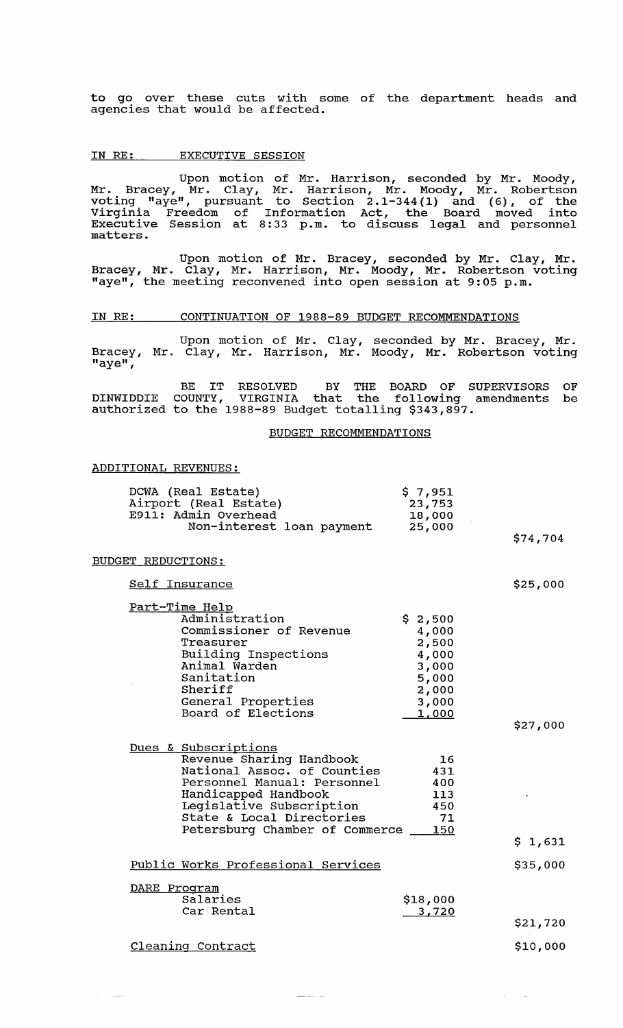to go over these cuts with some of the department heads and agencies that would be affected.

IN RE: EXECUTIVE SESSION

Upon motion of Mr. Harrison, seconded by Mr. Moody, Mr. Bracey, Mr. Clay, Mr. Harrison, Mr. Moody, Mr. Robertson voting "aye", pursuant to Section 2.1-344(1) and (6), of the Virginia Freedom of Information Act, the Board moved into Executive Session at 8:33 p.m. to discuss legal and personnel matters.

Upon motion of Mr. Bracey, seconded by Mr. Clay, Mr. Bracey, Mr. Clay, Mr. Harrison, Mr. Moody, Mr. Robertson voting "aye", the meeting reconvened into open session at 9:05 p.m.

IN RE: CONTINUATION OF 1988-89 BUDGET RECOMMENDATIONS

Upon motion of Mr. Clay, seconded by Mr. Bracey, Mr. Bracey, Mr. Clay, Mr. Harrison, Mr. Moody, Mr. Robertson voting "aye",

BE IT RESOLVED BY THE BOARD OF SUPERVISORS OF DINWIDDIE COUNTY, VIRGINIA that the following amendments be authorized to the 1988-89 Budget totalling $343,897.

BUDGET RECOMMENDATIONS

ADDITIONAL REVENUES:

| | | |
|---|---|---|
| DCWA (Real Estate) | $ 7,951 | |
| Airport (Real Estate) | 23,753 | |
| E911: Admin Overhead | 18,000 | |
| Non-interest loan payment | 25,000 | |
| | | $74,704 |

BUDGET REDUCTIONS:

| | | |
|---|---|---|
| Self Insurance | | $25,000 |
| Part-Time Help | | |
| Administration | $ 2,500 | |
| Commissioner of Revenue | 4,000 | |
| Treasurer | 2,500 | |
| Building Inspections | 4,000 | |
| Animal Warden | 3,000 | |
| Sanitation | 5,000 | |
| Sheriff | 2,000 | |
| General Properties | 3,000 | |
| Board of Elections | 1,000 | |
| | | $27,000 |
| Dues & Subscriptions | | |
| Revenue Sharing Handbook | 16 | |
| National Assoc. of Counties | 431 | |
| Personnel Manual: Personnel | 400 | |
| Handicapped Handbook | 113 | |
| Legislative Subscription | 450 | |
| State & Local Directories | 71 | |
| Petersburg Chamber of Commerce | 150 | |
| | | $ 1,631 |
| Public Works Professional Services | | $35,000 |
| DARE Program | | |
| Salaries | $18,000 | |
| Car Rental | 3,720 | |
| | | $21,720 |
| Cleaning Contract | | $10,000 |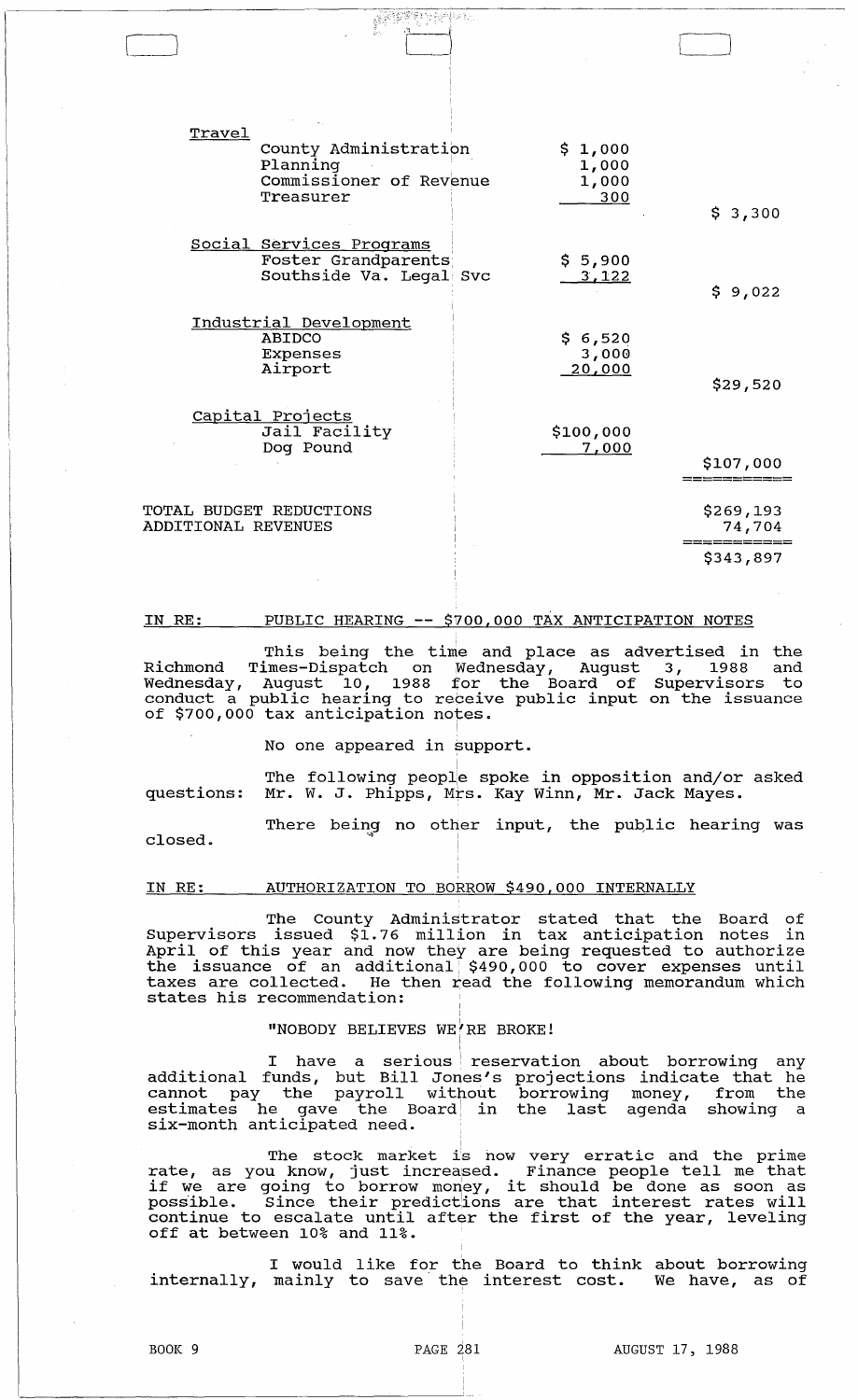| | | |
|---|---|---|
| <u>Travel</u> | | |
| County Administration | $ 1,000 | |
| Planning | 1,000 | |
| Commissioner of Revenue | 1,000 | |
| Treasurer | 300 | |
| | | $ 3,300 |
| <u>Social Services Programs</u> | | |
| Foster Grandparents | $ 5,900 | |
| Southside Va. Legal Svc | 3,122 | |
| | | $ 9,022 |
| <u>Industrial Development</u> | | |
| ABIDCO | $ 6,520 | |
| Expenses | 3,000 | |
| Airport | 20,000 | |
| | | $29,520 |
| <u>Capital Projects</u> | | |
| Jail Facility | $100,000 | |
| Dog Pound | 7,000 | |
| | | $107,000 |
| TOTAL BUDGET REDUCTIONS | | $269,193 |
| ADDITIONAL REVENUES | | 74,704 |
| | | $343,897 |

IN RE: PUBLIC HEARING -- $700,000 TAX ANTICIPATION NOTES

This being the time and place as advertised in the Richmond Times-Dispatch on Wednesday, August 3, 1988 and Wednesday, August 10, 1988 for the Board of Supervisors to conduct a public hearing to receive public input on the issuance of $700,000 tax anticipation notes.

No one appeared in support.

The following people spoke in opposition and/or asked questions: Mr. W. J. Phipps, Mrs. Kay Winn, Mr. Jack Mayes.

There being no other input, the public hearing was closed.

IN RE: AUTHORIZATION TO BORROW $490,000 INTERNALLY

The County Administrator stated that the Board of Supervisors issued $1.76 million in tax anticipation notes in April of this year and now they are being requested to authorize the issuance of an additional $490,000 to cover expenses until taxes are collected. He then read the following memorandum which states his recommendation:

"NOBODY BELIEVES WE'RE BROKE!

I have a serious reservation about borrowing any additional funds, but Bill Jones's projections indicate that he cannot pay the payroll without borrowing money, from the estimates he gave the Board in the last agenda showing a six-month anticipated need.

The stock market is now very erratic and the prime rate, as you know, just increased. Finance people tell me that if we are going to borrow money, it should be done as soon as possible. Since their predictions are that interest rates will continue to escalate until after the first of the year, leveling off at between 10% and 11%.

I would like for the Board to think about borrowing internally, mainly to save the interest cost. We have, as of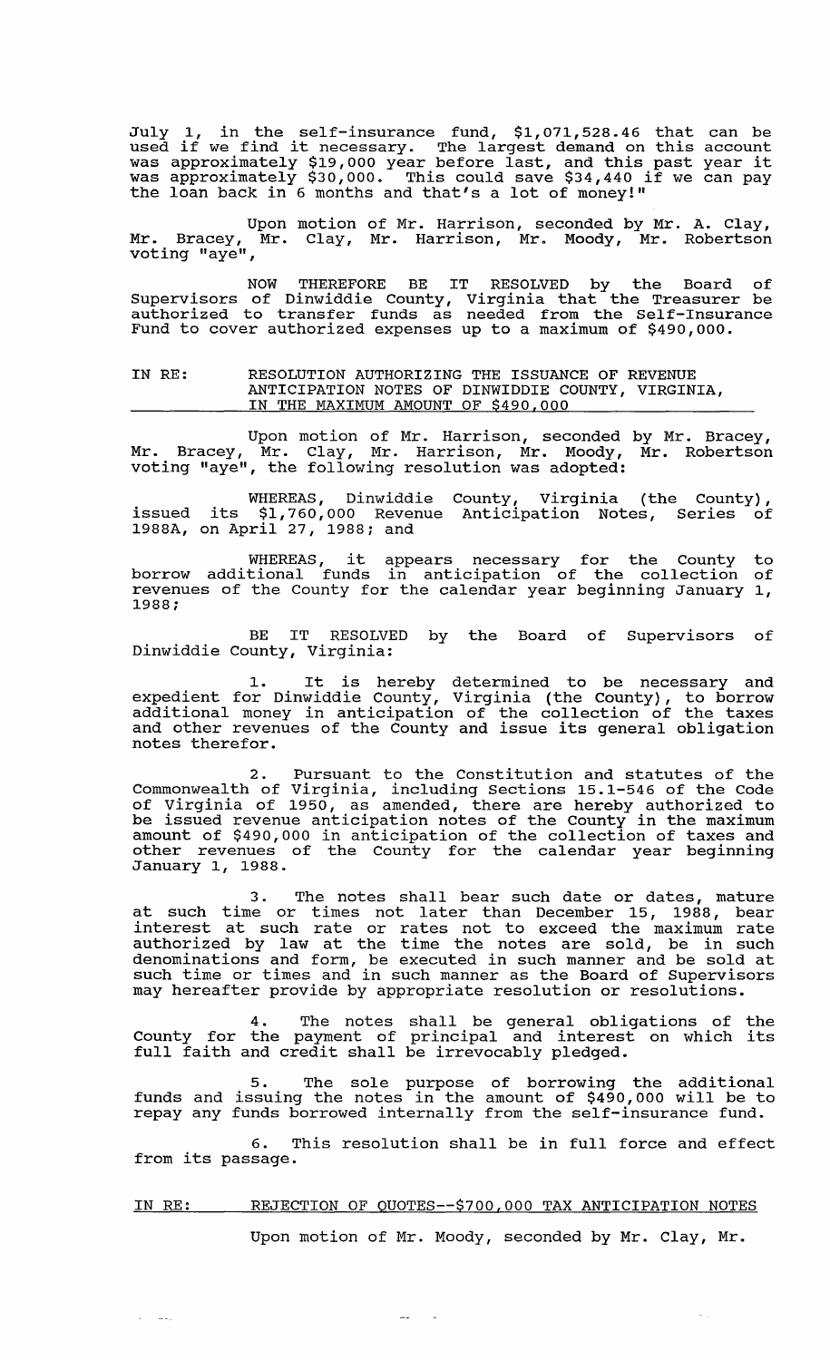July 1, in the self-insurance fund, $1,071,528.46 that can be used if we find it necessary. The largest demand on this account was approximately $19,000 year before last, and this past year it was approximately $30,000. This could save $34,440 if we can pay the loan back in 6 months and that's a lot of money!"

Upon motion of Mr. Harrison, seconded by Mr. A. Clay, Mr. Bracey, Mr. Clay, Mr. Harrison, Mr. Moody, Mr. Robertson voting "aye",

NOW THEREFORE BE IT RESOLVED by the Board of Supervisors of Dinwiddie County, Virginia that the Treasurer be authorized to transfer funds as needed from the Self-Insurance Fund to cover authorized expenses up to a maximum of $490,000.

IN RE: RESOLUTION AUTHORIZING THE ISSUANCE OF REVENUE ANTICIPATION NOTES OF DINWIDDIE COUNTY, VIRGINIA, IN THE MAXIMUM AMOUNT OF $490,000

Upon motion of Mr. Harrison, seconded by Mr. Bracey, Mr. Bracey, Mr. Clay, Mr. Harrison, Mr. Moody, Mr. Robertson voting "aye", the following resolution was adopted:

WHEREAS, Dinwiddie County, Virginia (the County), issued its $1,760,000 Revenue Anticipation Notes, Series of 1988A, on April 27, 1988; and

WHEREAS, it appears necessary for the County to borrow additional funds in anticipation of the collection of revenues of the County for the calendar year beginning January 1, 1988;

BE IT RESOLVED by the Board of Supervisors of Dinwiddie County, Virginia:

1. It is hereby determined to be necessary and expedient for Dinwiddie County, Virginia (the County), to borrow additional money in anticipation of the collection of the taxes and other revenues of the County and issue its general obligation notes therefor.

2. Pursuant to the Constitution and statutes of the Commonwealth of Virginia, including Sections 15.1-546 of the Code of Virginia of 1950, as amended, there are hereby authorized to be issued revenue anticipation notes of the County in the maximum amount of $490,000 in anticipation of the collection of taxes and other revenues of the County for the calendar year beginning January 1, 1988.

3. The notes shall bear such date or dates, mature at such time or times not later than December 15, 1988, bear interest at such rate or rates not to exceed the maximum rate authorized by law at the time the notes are sold, be in such denominations and form, be executed in such manner and be sold at such time or times and in such manner as the Board of Supervisors may hereafter provide by appropriate resolution or resolutions.

4. The notes shall be general obligations of the County for the payment of principal and interest on which its full faith and credit shall be irrevocably pledged.

5. The sole purpose of borrowing the additional funds and issuing the notes in the amount of $490,000 will be to repay any funds borrowed internally from the self-insurance fund.

6. This resolution shall be in full force and effect from its passage.

IN RE: REJECTION OF QUOTES--$700,000 TAX ANTICIPATION NOTES

Upon motion of Mr. Moody, seconded by Mr. Clay, Mr.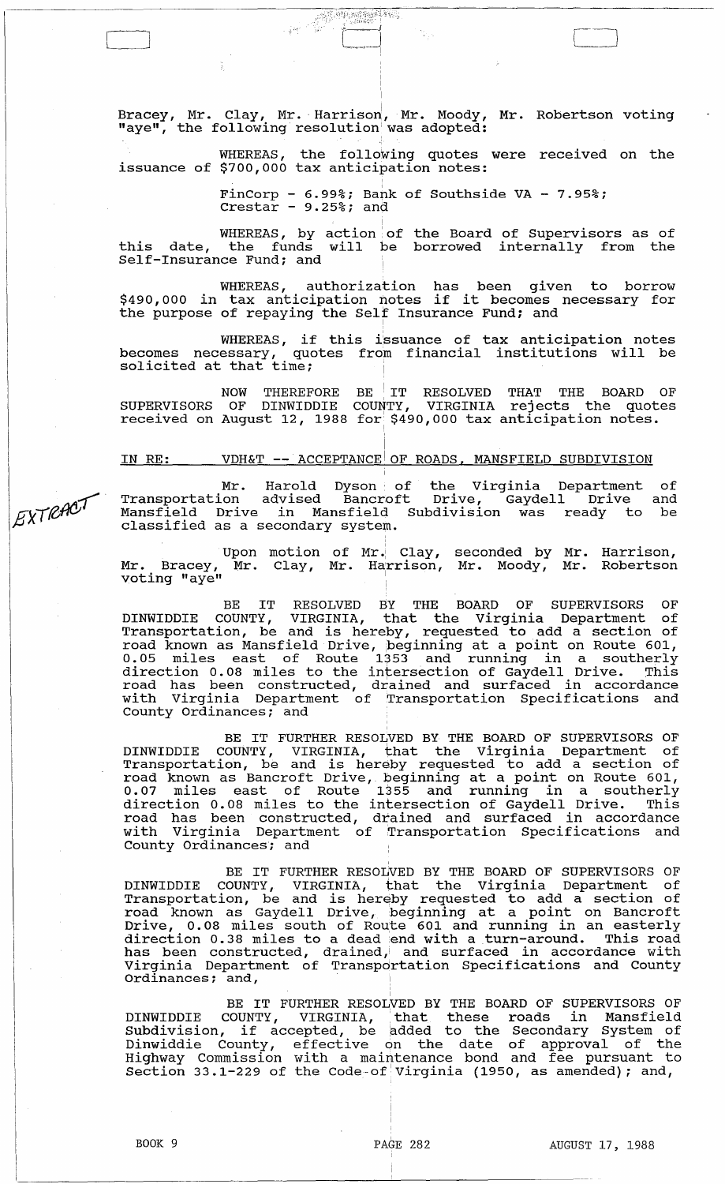Bracey, Mr. Clay, Mr. Harrison, Mr. Moody, Mr. Robertson voting "aye", the following resolution was adopted:

WHEREAS, the following quotes were received on the issuance of $700,000 tax anticipation notes:

FinCorp - 6.99%; Bank of Southside VA - 7.95%; Crestar - 9.25%; and

WHEREAS, by action of the Board of Supervisors as of this date, the funds will be borrowed internally from the Self-Insurance Fund; and

WHEREAS, authorization has been given to borrow $490,000 in tax anticipation notes if it becomes necessary for the purpose of repaying the Self Insurance Fund; and

WHEREAS, if this issuance of tax anticipation notes becomes necessary, quotes from financial institutions will be solicited at that time;

NOW THEREFORE BE IT RESOLVED THAT THE BOARD OF SUPERVISORS OF DINWIDDIE COUNTY, VIRGINIA rejects the quotes received on August 12, 1988 for $490,000 tax anticipation notes.

IN RE: VDH&T -- ACCEPTANCE OF ROADS, MANSFIELD SUBDIVISION

EXTRACT

Mr. Harold Dyson of the Virginia Department of Transportation advised Bancroft Drive, Gaydell Drive and Mansfield Drive in Mansfield Subdivision was ready to be classified as a secondary system.

Upon motion of Mr. Clay, seconded by Mr. Harrison, Mr. Bracey, Mr. Clay, Mr. Harrison, Mr. Moody, Mr. Robertson voting "aye"

BE IT RESOLVED BY THE BOARD OF SUPERVISORS OF DINWIDDIE COUNTY, VIRGINIA, that the Virginia Department of Transportation, be and is hereby, requested to add a section of road known as Mansfield Drive, beginning at a point on Route 601, 0.05 miles east of Route 1353 and running in a southerly direction 0.08 miles to the intersection of Gaydell Drive. This road has been constructed, drained and surfaced in accordance with Virginia Department of Transportation Specifications and County Ordinances; and

BE IT FURTHER RESOLVED BY THE BOARD OF SUPERVISORS OF DINWIDDIE COUNTY, VIRGINIA, that the Virginia Department of Transportation, be and is hereby requested to add a section of road known as Bancroft Drive, beginning at a point on Route 601, 0.07 miles east of Route 1355 and running in a southerly direction 0.08 miles to the intersection of Gaydell Drive. This road has been constructed, drained and surfaced in accordance with Virginia Department of Transportation Specifications and County Ordinances; and

BE IT FURTHER RESOLVED BY THE BOARD OF SUPERVISORS OF DINWIDDIE COUNTY, VIRGINIA, that the Virginia Department of Transportation, be and is hereby requested to add a section of road known as Gaydell Drive, beginning at a point on Bancroft Drive, 0.08 miles south of Route 601 and running in an easterly direction 0.38 miles to a dead end with a turn-around. This road has been constructed, drained, and surfaced in accordance with Virginia Department of Transportation Specifications and County Ordinances; and,

BE IT FURTHER RESOLVED BY THE BOARD OF SUPERVISORS OF DINWIDDIE COUNTY, VIRGINIA, that these roads in Mansfield Subdivision, if accepted, be added to the Secondary System of Dinwiddie County, effective on the date of approval of the Highway Commission with a maintenance bond and fee pursuant to Section 33.1-229 of the Code of Virginia (1950, as amended); and,

BOOK 9 PAGE 282 AUGUST 17, 1988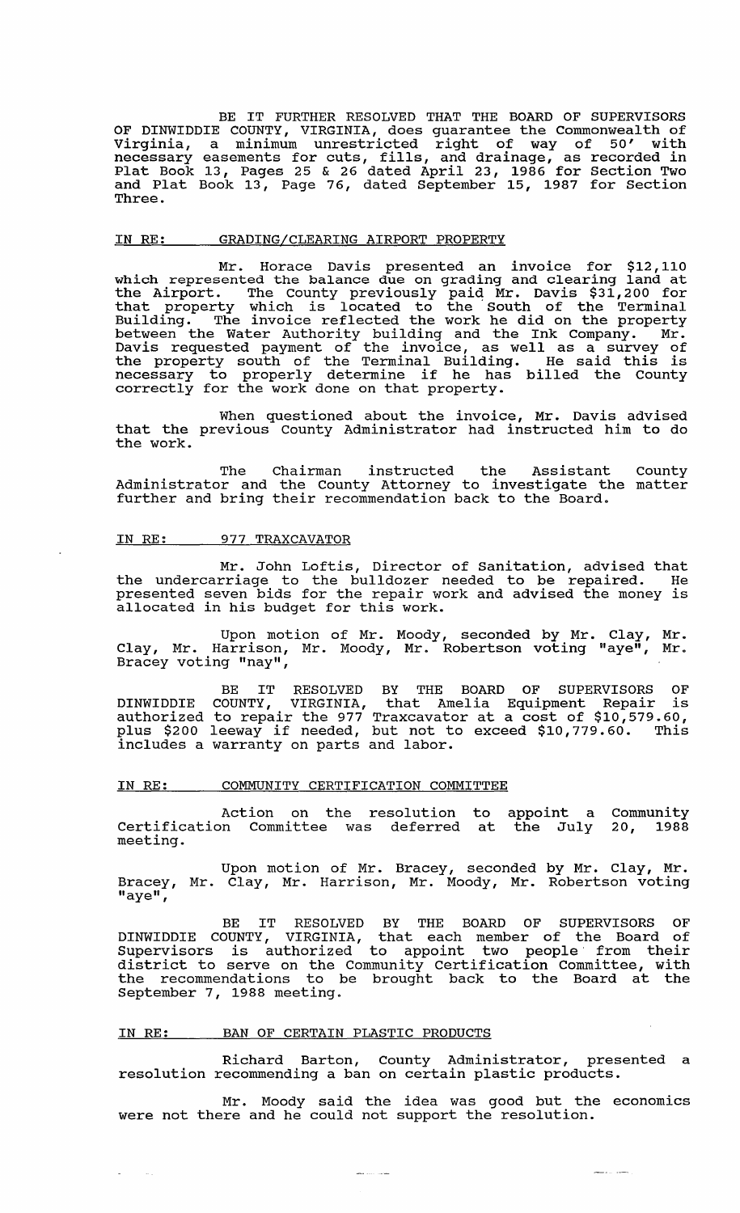BE IT FURTHER RESOLVED THAT THE BOARD OF SUPERVISORS OF DINWIDDIE COUNTY, VIRGINIA, does guarantee the Commonwealth of Virginia, a minimum unrestricted right of way of 50' with necessary easements for cuts, fills, and drainage, as recorded in Plat Book 13, Pages 25 & 26 dated April 23, 1986 for Section Two and Plat Book 13, Page 76, dated September 15, 1987 for Section Three.

IN RE: GRADING/CLEARING AIRPORT PROPERTY

Mr. Horace Davis presented an invoice for $12,110 which represented the balance due on grading and clearing land at the Airport. The County previously paid Mr. Davis $31,200 for that property which is located to the South of the Terminal Building. The invoice reflected the work he did on the property between the Water Authority building and the Ink Company. Mr. Davis requested payment of the invoice, as well as a survey of the property south of the Terminal Building. He said this is necessary to properly determine if he has billed the County correctly for the work done on that property.

When questioned about the invoice, Mr. Davis advised that the previous County Administrator had instructed him to do the work.

The Chairman instructed the Assistant County Administrator and the County Attorney to investigate the matter further and bring their recommendation back to the Board.

IN RE: 977 TRAXCAVATOR

Mr. John Loftis, Director of Sanitation, advised that the undercarriage to the bulldozer needed to be repaired. He presented seven bids for the repair work and advised the money is allocated in his budget for this work.

Upon motion of Mr. Moody, seconded by Mr. Clay, Mr. Clay, Mr. Harrison, Mr. Moody, Mr. Robertson voting "aye", Mr. Bracey voting "nay",

BE IT RESOLVED BY THE BOARD OF SUPERVISORS OF DINWIDDIE COUNTY, VIRGINIA, that Amelia Equipment Repair is authorized to repair the 977 Traxcavator at a cost of $10,579.60, plus $200 leeway if needed, but not to exceed $10,779.60. This includes a warranty on parts and labor.

IN RE: COMMUNITY CERTIFICATION COMMITTEE

Action on the resolution to appoint a Community Certification Committee was deferred at the July 20, 1988 meeting.

Upon motion of Mr. Bracey, seconded by Mr. Clay, Mr. Bracey, Mr. Clay, Mr. Harrison, Mr. Moody, Mr. Robertson voting "aye",

BE IT RESOLVED BY THE BOARD OF SUPERVISORS OF DINWIDDIE COUNTY, VIRGINIA, that each member of the Board of Supervisors is authorized to appoint two people from their district to serve on the Community Certification Committee, with the recommendations to be brought back to the Board at the September 7, 1988 meeting.

IN RE: BAN OF CERTAIN PLASTIC PRODUCTS

Richard Barton, County Administrator, presented a resolution recommending a ban on certain plastic products.

Mr. Moody said the idea was good but the economics were not there and he could not support the resolution.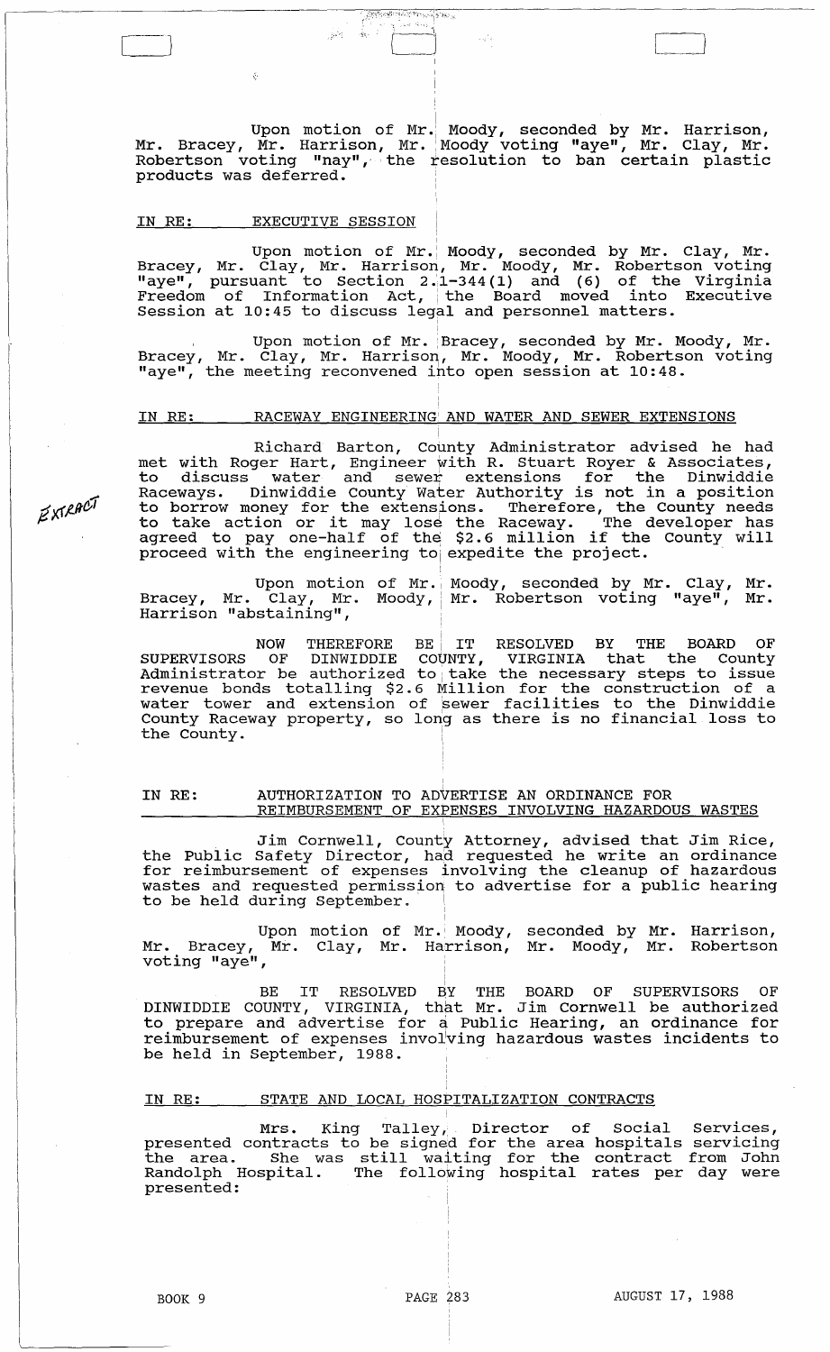Upon motion of Mr. Moody, seconded by Mr. Harrison, Mr. Bracey, Mr. Harrison, Mr. Moody voting "aye", Mr. Clay, Mr. Robertson voting "nay", the resolution to ban certain plastic products was deferred.

IN RE: EXECUTIVE SESSION

Upon motion of Mr. Moody, seconded by Mr. Clay, Mr. Bracey, Mr. Clay, Mr. Harrison, Mr. Moody, Mr. Robertson voting "aye", pursuant to Section 2.1-344(1) and (6) of the Virginia Freedom of Information Act, the Board moved into Executive Session at 10:45 to discuss legal and personnel matters.

Upon motion of Mr. Bracey, seconded by Mr. Moody, Mr. Bracey, Mr. Clay, Mr. Harrison, Mr. Moody, Mr. Robertson voting "aye", the meeting reconvened into open session at 10:48.

IN RE: RACEWAY ENGINEERING AND WATER AND SEWER EXTENSIONS

EXTRACT

Richard Barton, County Administrator advised he had met with Roger Hart, Engineer with R. Stuart Royer & Associates, to discuss water and sewer extensions for the Dinwiddie Raceways. Dinwiddie County Water Authority is not in a position to borrow money for the extensions. Therefore, the County needs to take action or it may lose the Raceway. The developer has agreed to pay one-half of the $2.6 million if the County will proceed with the engineering to expedite the project.

Upon motion of Mr. Moody, seconded by Mr. Clay, Mr. Bracey, Mr. Clay, Mr. Moody, Mr. Robertson voting "aye", Mr. Harrison "abstaining",

NOW THEREFORE BE IT RESOLVED BY THE BOARD OF SUPERVISORS OF DINWIDDIE COUNTY, VIRGINIA that the County Administrator be authorized to take the necessary steps to issue revenue bonds totalling $2.6 Million for the construction of a water tower and extension of sewer facilities to the Dinwiddie County Raceway property, so long as there is no financial loss to the County.

IN RE: AUTHORIZATION TO ADVERTISE AN ORDINANCE FOR REIMBURSEMENT OF EXPENSES INVOLVING HAZARDOUS WASTES

Jim Cornwell, County Attorney, advised that Jim Rice, the Public Safety Director, had requested he write an ordinance for reimbursement of expenses involving the cleanup of hazardous wastes and requested permission to advertise for a public hearing to be held during September.

Upon motion of Mr. Moody, seconded by Mr. Harrison, Mr. Bracey, Mr. Clay, Mr. Harrison, Mr. Moody, Mr. Robertson voting "aye",

BE IT RESOLVED BY THE BOARD OF SUPERVISORS OF DINWIDDIE COUNTY, VIRGINIA, that Mr. Jim Cornwell be authorized to prepare and advertise for a Public Hearing, an ordinance for reimbursement of expenses involving hazardous wastes incidents to be held in September, 1988.

IN RE: STATE AND LOCAL HOSPITALIZATION CONTRACTS

Mrs. King Talley, Director of Social Services, presented contracts to be signed for the area hospitals servicing the area. She was still waiting for the contract from John Randolph Hospital. The following hospital rates per day were presented:

BOOK 9 PAGE 283 AUGUST 17, 1988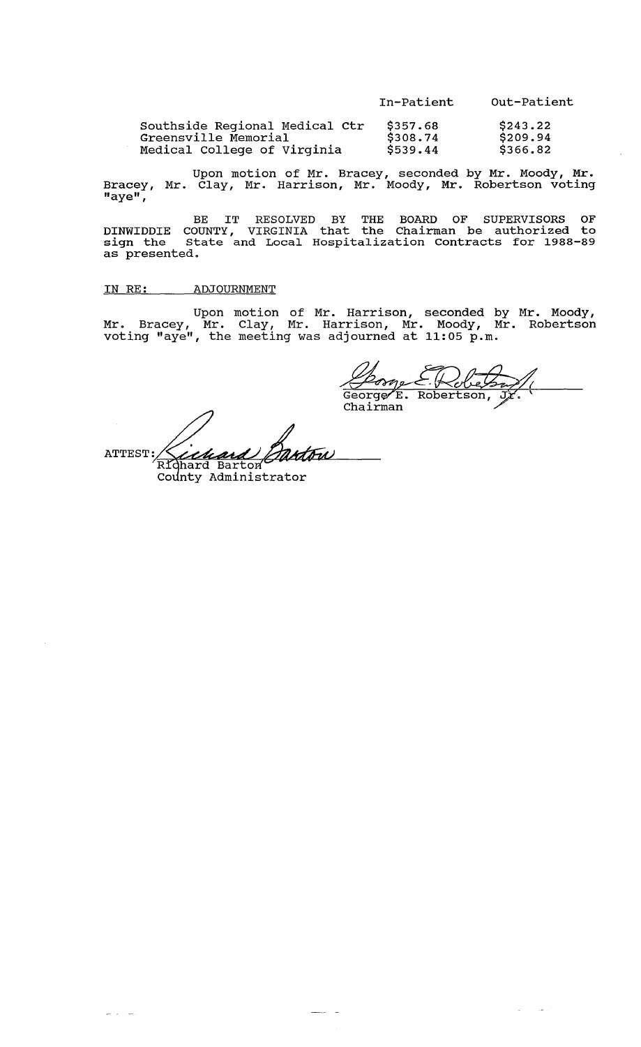| | In-Patient | Out-Patient |
|---|---|---|
| Southside Regional Medical Ctr | $357.68 | $243.22 |
| Greensville Memorial | $308.74 | $209.94 |
| Medical College of Virginia | $539.44 | $366.82 |

Upon motion of Mr. Bracey, seconded by Mr. Moody, Mr. Bracey, Mr. Clay, Mr. Harrison, Mr. Moody, Mr. Robertson voting "aye",

BE IT RESOLVED BY THE BOARD OF SUPERVISORS OF DINWIDDIE COUNTY, VIRGINIA that the Chairman be authorized to sign the State and Local Hospitalization Contracts for 1988-89 as presented.

IN RE: ADJOURNMENT

Upon motion of Mr. Harrison, seconded by Mr. Moody, Mr. Bracey, Mr. Clay, Mr. Harrison, Mr. Moody, Mr. Robertson voting "aye", the meeting was adjourned at 11:05 p.m.

George E. Robertson, Jr.
Chairman

ATTEST: Richard Barton
County Administrator